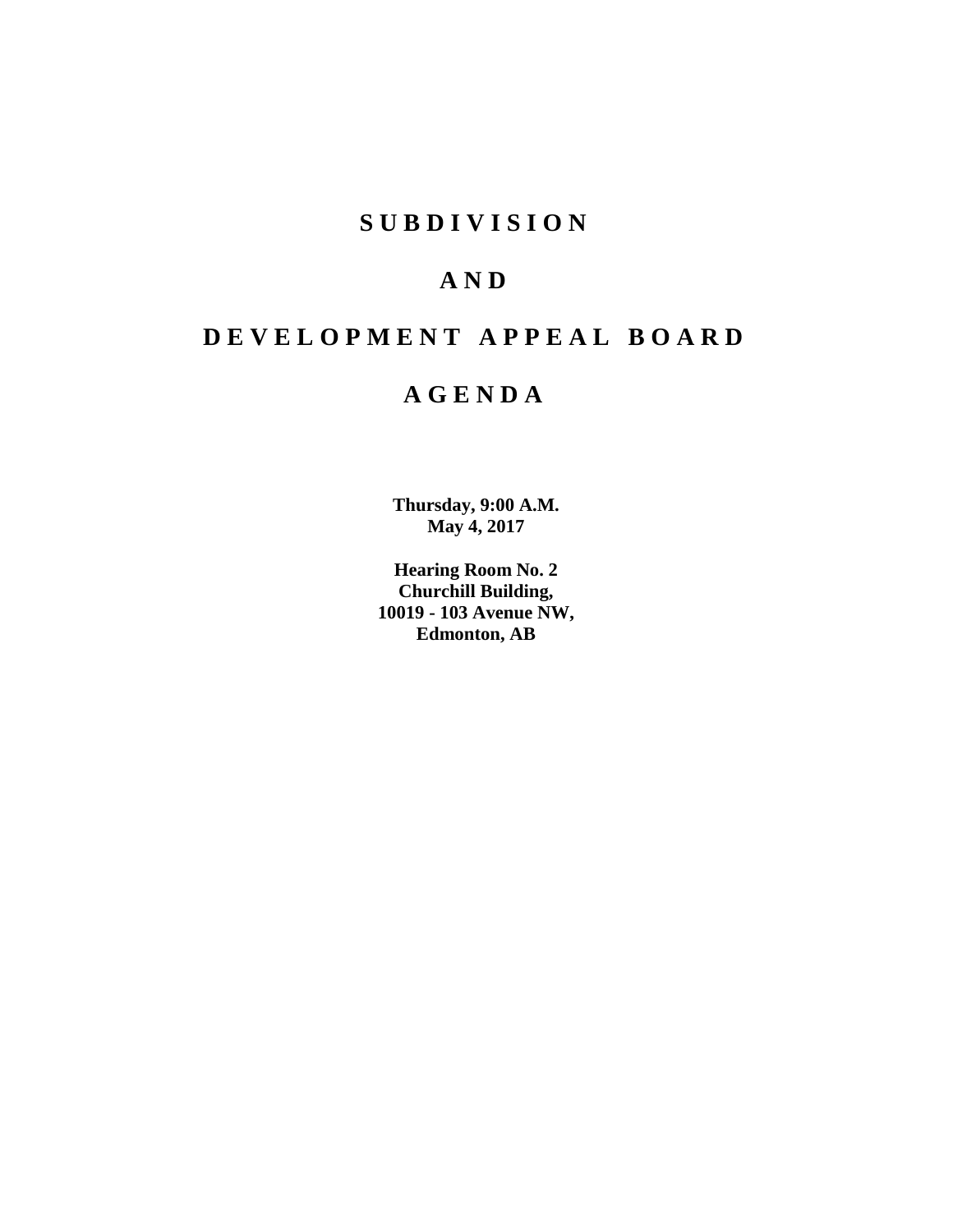# SUBDIVISION

# AND

# DEVELOPMENT APPEAL BOARD

# AGENDA

**Thursday, 9:00 A.M.**
**May 4, 2017**

**Hearing Room No. 2**
**Churchill Building,**
**10019 - 103 Avenue NW,**
**Edmonton, AB**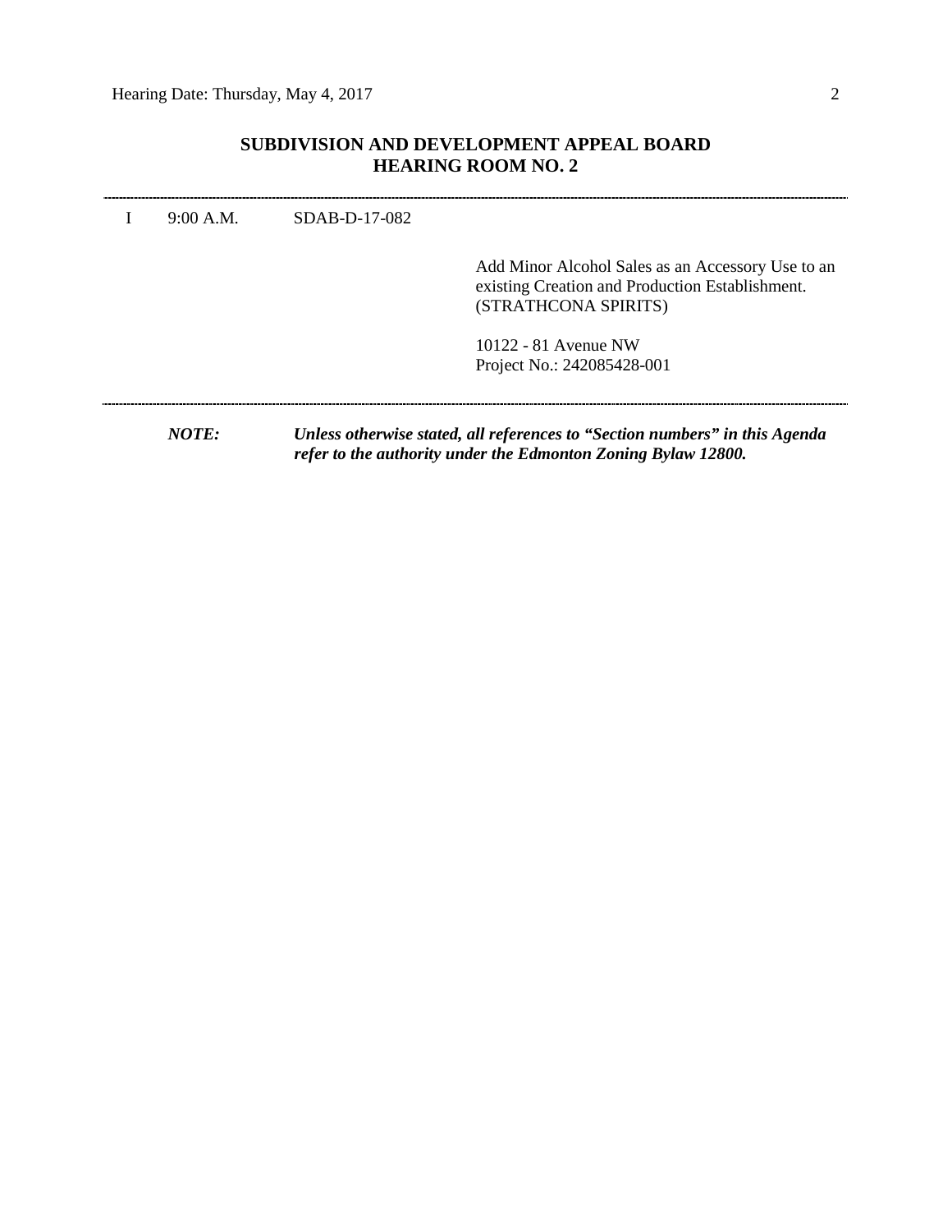## SUBDIVISION AND DEVELOPMENT APPEAL BOARD
## HEARING ROOM NO. 2

---

I 9:00 A.M. SDAB-D-17-082

Add Minor Alcohol Sales as an Accessory Use to an existing Creation and Production Establishment. (STRATHCONA SPIRITS)

10122 - 81 Avenue NW
Project No.: 242085428-001

---

***NOTE:*** ***Unless otherwise stated, all references to "Section numbers" in this Agenda refer to the authority under the Edmonton Zoning Bylaw 12800.***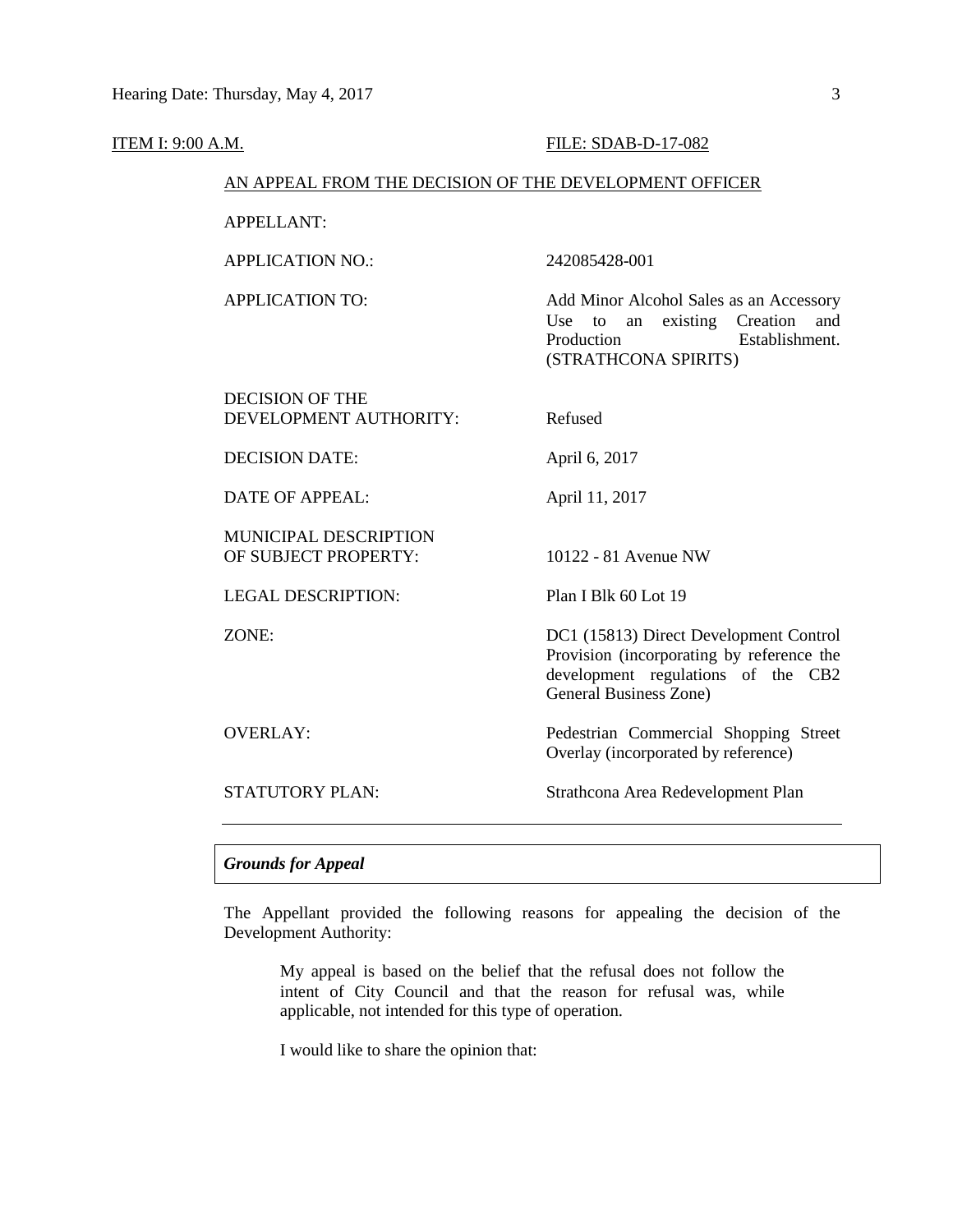ITEM I: 9:00 A.M. FILE: SDAB-D-17-082

AN APPEAL FROM THE DECISION OF THE DEVELOPMENT OFFICER

| | |
|---|---|
| APPELLANT: | |
| APPLICATION NO.: | 242085428-001 |
| APPLICATION TO: | Add Minor Alcohol Sales as an Accessory Use to an existing Creation and Production Establishment. (STRATHCONA SPIRITS) |
| DECISION OF THE DEVELOPMENT AUTHORITY: | Refused |
| DECISION DATE: | April 6, 2017 |
| DATE OF APPEAL: | April 11, 2017 |
| MUNICIPAL DESCRIPTION OF SUBJECT PROPERTY: | 10122 - 81 Avenue NW |
| LEGAL DESCRIPTION: | Plan I Blk 60 Lot 19 |
| ZONE: | DC1 (15813) Direct Development Control Provision (incorporating by reference the development regulations of the CB2 General Business Zone) |
| OVERLAY: | Pedestrian Commercial Shopping Street Overlay (incorporated by reference) |
| STATUTORY PLAN: | Strathcona Area Redevelopment Plan |

---

***Grounds for Appeal***

The Appellant provided the following reasons for appealing the decision of the Development Authority:

> My appeal is based on the belief that the refusal does not follow the intent of City Council and that the reason for refusal was, while applicable, not intended for this type of operation.
>
> I would like to share the opinion that: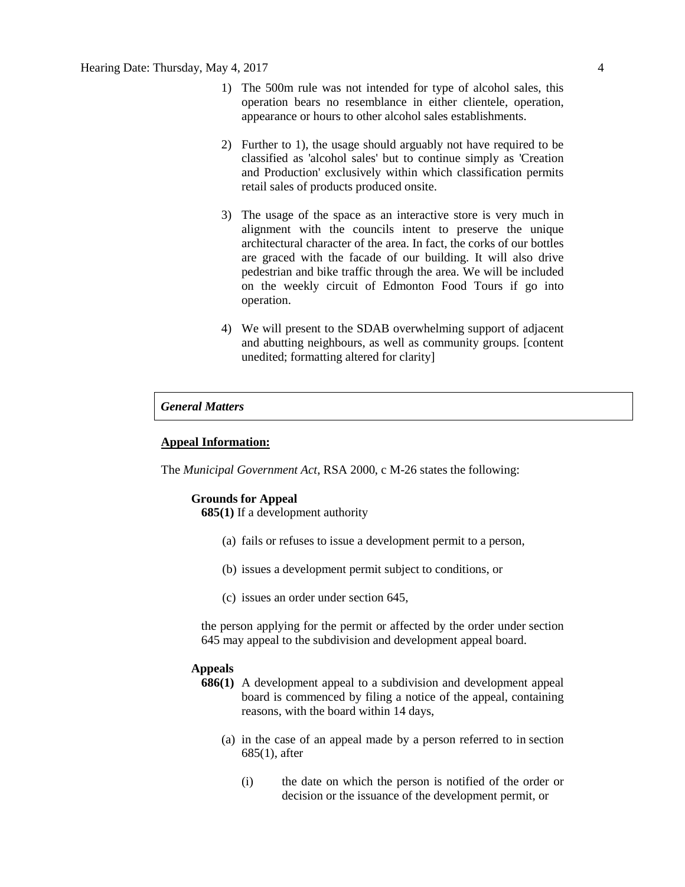1) The 500m rule was not intended for type of alcohol sales, this operation bears no resemblance in either clientele, operation, appearance or hours to other alcohol sales establishments.

2) Further to 1), the usage should arguably not have required to be classified as 'alcohol sales' but to continue simply as 'Creation and Production' exclusively within which classification permits retail sales of products produced onsite.

3) The usage of the space as an interactive store is very much in alignment with the councils intent to preserve the unique architectural character of the area. In fact, the corks of our bottles are graced with the facade of our building. It will also drive pedestrian and bike traffic through the area. We will be included on the weekly circuit of Edmonton Food Tours if go into operation.

4) We will present to the SDAB overwhelming support of adjacent and abutting neighbours, as well as community groups. [content unedited; formatting altered for clarity]

***General Matters***

**Appeal Information:**

The *Municipal Government Act*, RSA 2000, c M-26 states the following:

**Grounds for Appeal**

**685(1)** If a development authority

(a) fails or refuses to issue a development permit to a person,

(b) issues a development permit subject to conditions, or

(c) issues an order under section 645,

the person applying for the permit or affected by the order under section 645 may appeal to the subdivision and development appeal board.

**Appeals**

**686(1)** A development appeal to a subdivision and development appeal board is commenced by filing a notice of the appeal, containing reasons, with the board within 14 days,

(a) in the case of an appeal made by a person referred to in section 685(1), after

(i) the date on which the person is notified of the order or decision or the issuance of the development permit, or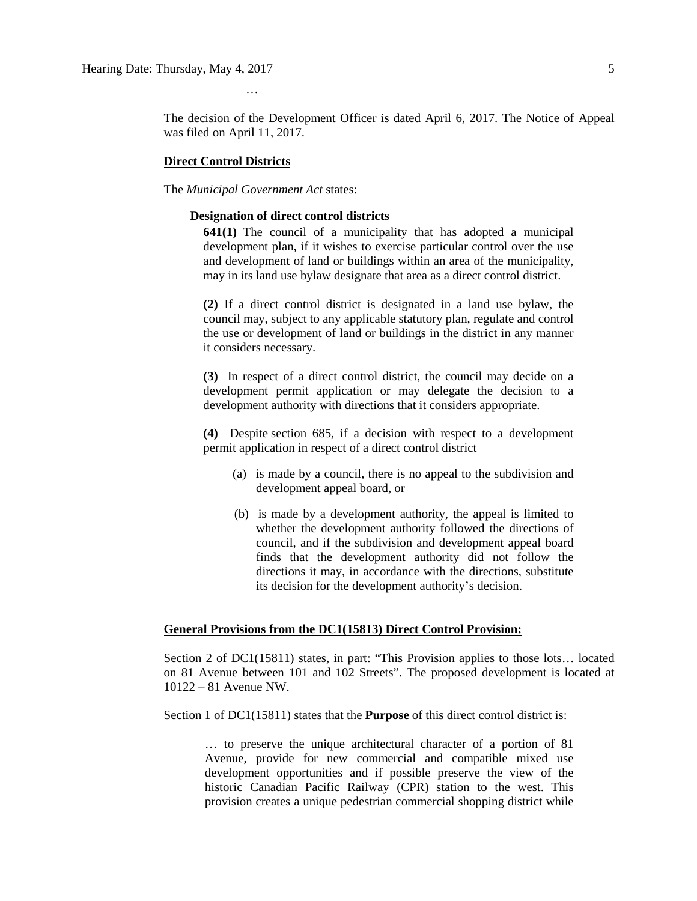…

The decision of the Development Officer is dated April 6, 2017. The Notice of Appeal was filed on April 11, 2017.

**Direct Control Districts**

The *Municipal Government Act* states:

> **Designation of direct control districts**
>
> **641(1)** The council of a municipality that has adopted a municipal development plan, if it wishes to exercise particular control over the use and development of land or buildings within an area of the municipality, may in its land use bylaw designate that area as a direct control district.
>
> **(2)** If a direct control district is designated in a land use bylaw, the council may, subject to any applicable statutory plan, regulate and control the use or development of land or buildings in the district in any manner it considers necessary.
>
> **(3)** In respect of a direct control district, the council may decide on a development permit application or may delegate the decision to a development authority with directions that it considers appropriate.
>
> **(4)** Despite section 685, if a decision with respect to a development permit application in respect of a direct control district
>
> (a) is made by a council, there is no appeal to the subdivision and development appeal board, or
>
> (b) is made by a development authority, the appeal is limited to whether the development authority followed the directions of council, and if the subdivision and development appeal board finds that the development authority did not follow the directions it may, in accordance with the directions, substitute its decision for the development authority's decision.

**General Provisions from the DC1(15813) Direct Control Provision:**

Section 2 of DC1(15811) states, in part: "This Provision applies to those lots… located on 81 Avenue between 101 and 102 Streets". The proposed development is located at 10122 – 81 Avenue NW.

Section 1 of DC1(15811) states that the **Purpose** of this direct control district is:

> … to preserve the unique architectural character of a portion of 81 Avenue, provide for new commercial and compatible mixed use development opportunities and if possible preserve the view of the historic Canadian Pacific Railway (CPR) station to the west. This provision creates a unique pedestrian commercial shopping district while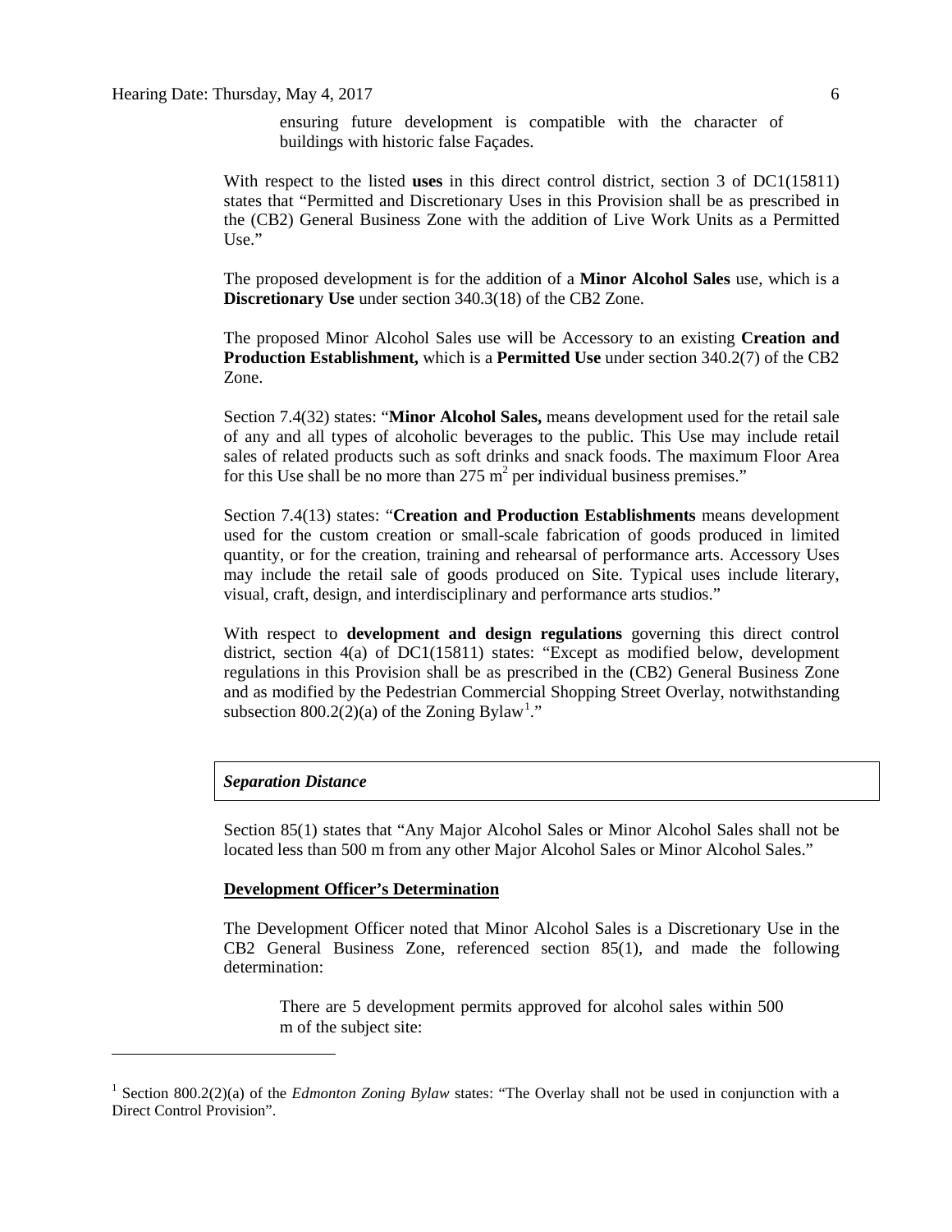ensuring future development is compatible with the character of buildings with historic false Façades.

With respect to the listed **uses** in this direct control district, section 3 of DC1(15811) states that "Permitted and Discretionary Uses in this Provision shall be as prescribed in the (CB2) General Business Zone with the addition of Live Work Units as a Permitted Use."

The proposed development is for the addition of a **Minor Alcohol Sales** use, which is a **Discretionary Use** under section 340.3(18) of the CB2 Zone.

The proposed Minor Alcohol Sales use will be Accessory to an existing **Creation and Production Establishment,** which is a **Permitted Use** under section 340.2(7) of the CB2 Zone.

Section 7.4(32) states: "**Minor Alcohol Sales,** means development used for the retail sale of any and all types of alcoholic beverages to the public. This Use may include retail sales of related products such as soft drinks and snack foods. The maximum Floor Area for this Use shall be no more than 275 $m^2$ per individual business premises."

Section 7.4(13) states: "**Creation and Production Establishments** means development used for the custom creation or small-scale fabrication of goods produced in limited quantity, or for the creation, training and rehearsal of performance arts. Accessory Uses may include the retail sale of goods produced on Site. Typical uses include literary, visual, craft, design, and interdisciplinary and performance arts studios."

With respect to **development and design regulations** governing this direct control district, section 4(a) of DC1(15811) states: "Except as modified below, development regulations in this Provision shall be as prescribed in the (CB2) General Business Zone and as modified by the Pedestrian Commercial Shopping Street Overlay, notwithstanding subsection 800.2(2)(a) of the Zoning Bylaw[1]."

***Separation Distance***

Section 85(1) states that "Any Major Alcohol Sales or Minor Alcohol Sales shall not be located less than 500 m from any other Major Alcohol Sales or Minor Alcohol Sales."

**Development Officer's Determination**

The Development Officer noted that Minor Alcohol Sales is a Discretionary Use in the CB2 General Business Zone, referenced section 85(1), and made the following determination:

> There are 5 development permits approved for alcohol sales within 500 m of the subject site:

[1] Section 800.2(2)(a) of the *Edmonton Zoning Bylaw* states: "The Overlay shall not be used in conjunction with a Direct Control Provision".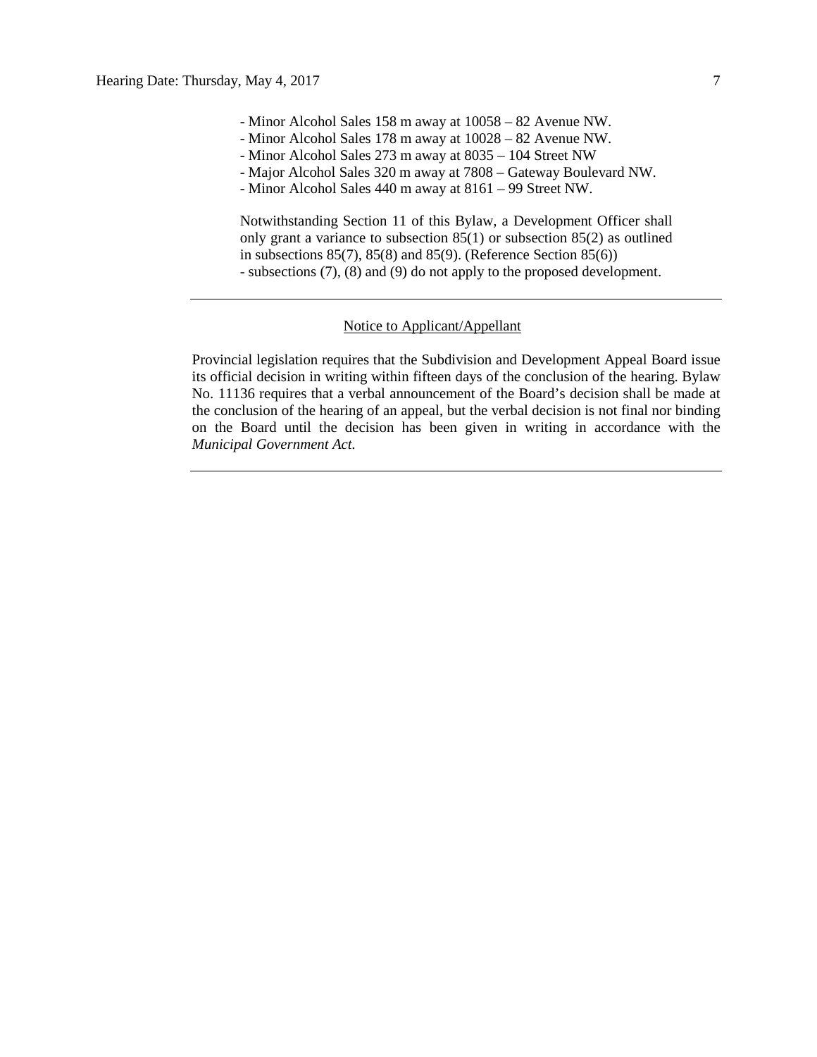- Minor Alcohol Sales 158 m away at 10058 – 82 Avenue NW.
- Minor Alcohol Sales 178 m away at 10028 – 82 Avenue NW.
- Minor Alcohol Sales 273 m away at 8035 – 104 Street NW
- Major Alcohol Sales 320 m away at 7808 – Gateway Boulevard NW.
- Minor Alcohol Sales 440 m away at 8161 – 99 Street NW.

Notwithstanding Section 11 of this Bylaw, a Development Officer shall only grant a variance to subsection 85(1) or subsection 85(2) as outlined in subsections 85(7), 85(8) and 85(9). (Reference Section 85(6))
- subsections (7), (8) and (9) do not apply to the proposed development.

---

Notice to Applicant/Appellant

Provincial legislation requires that the Subdivision and Development Appeal Board issue its official decision in writing within fifteen days of the conclusion of the hearing. Bylaw No. 11136 requires that a verbal announcement of the Board's decision shall be made at the conclusion of the hearing of an appeal, but the verbal decision is not final nor binding on the Board until the decision has been given in writing in accordance with the *Municipal Government Act.*

---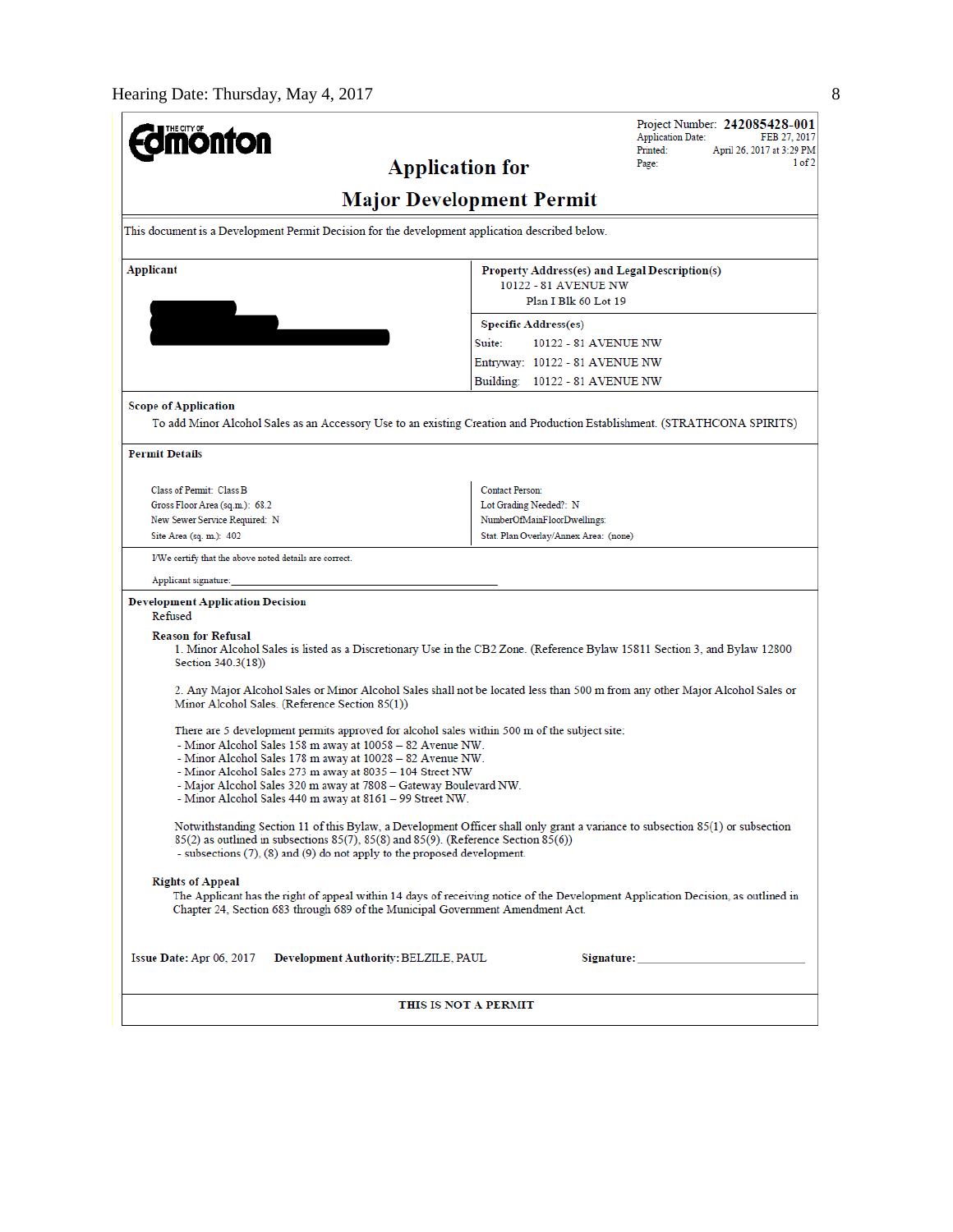THE CITY OF Edmonton

Project Number: **242085428-001**
Application Date: FEB 27, 2017
Printed: April 26, 2017 at 3:29 PM
Page: 1 of 2

# Application for

# Major Development Permit

This document is a Development Permit Decision for the development application described below.

| Applicant | Property Address(es) and Legal Description(s) |
|---|---|
| | 10122 - 81 AVENUE NW<br>Plan I Blk 60 Lot 19 |
| | **Specific Address(es)** |
| | Suite: 10122 - 81 AVENUE NW<br>Entryway: 10122 - 81 AVENUE NW<br>Building: 10122 - 81 AVENUE NW |

**Scope of Application**

To add Minor Alcohol Sales as an Accessory Use to an existing Creation and Production Establishment. (STRATHCONA SPIRITS)

**Permit Details**

| | |
|---|---|
| Class of Permit: Class B | Contact Person: |
| Gross Floor Area (sq.m.): 68.2 | Lot Grading Needed?: N |
| New Sewer Service Required: N | NumberOfMainFloorDwellings: |
| Site Area (sq. m.): 402 | Stat. Plan Overlay/Annex Area: (none) |

I/We certify that the above noted details are correct.

Applicant signature: ______________________________

**Development Application Decision**

Refused

**Reason for Refusal**

1. Minor Alcohol Sales is listed as a Discretionary Use in the CB2 Zone. (Reference Bylaw 15811 Section 3, and Bylaw 12800 Section 340.3(18))

2. Any Major Alcohol Sales or Minor Alcohol Sales shall not be located less than 500 m from any other Major Alcohol Sales or Minor Alcohol Sales. (Reference Section 85(1))

There are 5 development permits approved for alcohol sales within 500 m of the subject site:
- Minor Alcohol Sales 158 m away at 10058 – 82 Avenue NW.
- Minor Alcohol Sales 178 m away at 10028 – 82 Avenue NW.
- Minor Alcohol Sales 273 m away at 8035 – 104 Street NW
- Major Alcohol Sales 320 m away at 7808 – Gateway Boulevard NW.
- Minor Alcohol Sales 440 m away at 8161 – 99 Street NW.

Notwithstanding Section 11 of this Bylaw, a Development Officer shall only grant a variance to subsection 85(1) or subsection 85(2) as outlined in subsections 85(7), 85(8) and 85(9). (Reference Section 85(6))
- subsections (7), (8) and (9) do not apply to the proposed development.

**Rights of Appeal**

The Applicant has the right of appeal within 14 days of receiving notice of the Development Application Decision, as outlined in Chapter 24, Section 683 through 689 of the Municipal Government Amendment Act.

**Issue Date:** Apr 06, 2017 **Development Authority:** BELZILE, PAUL **Signature:** ______________________

**THIS IS NOT A PERMIT**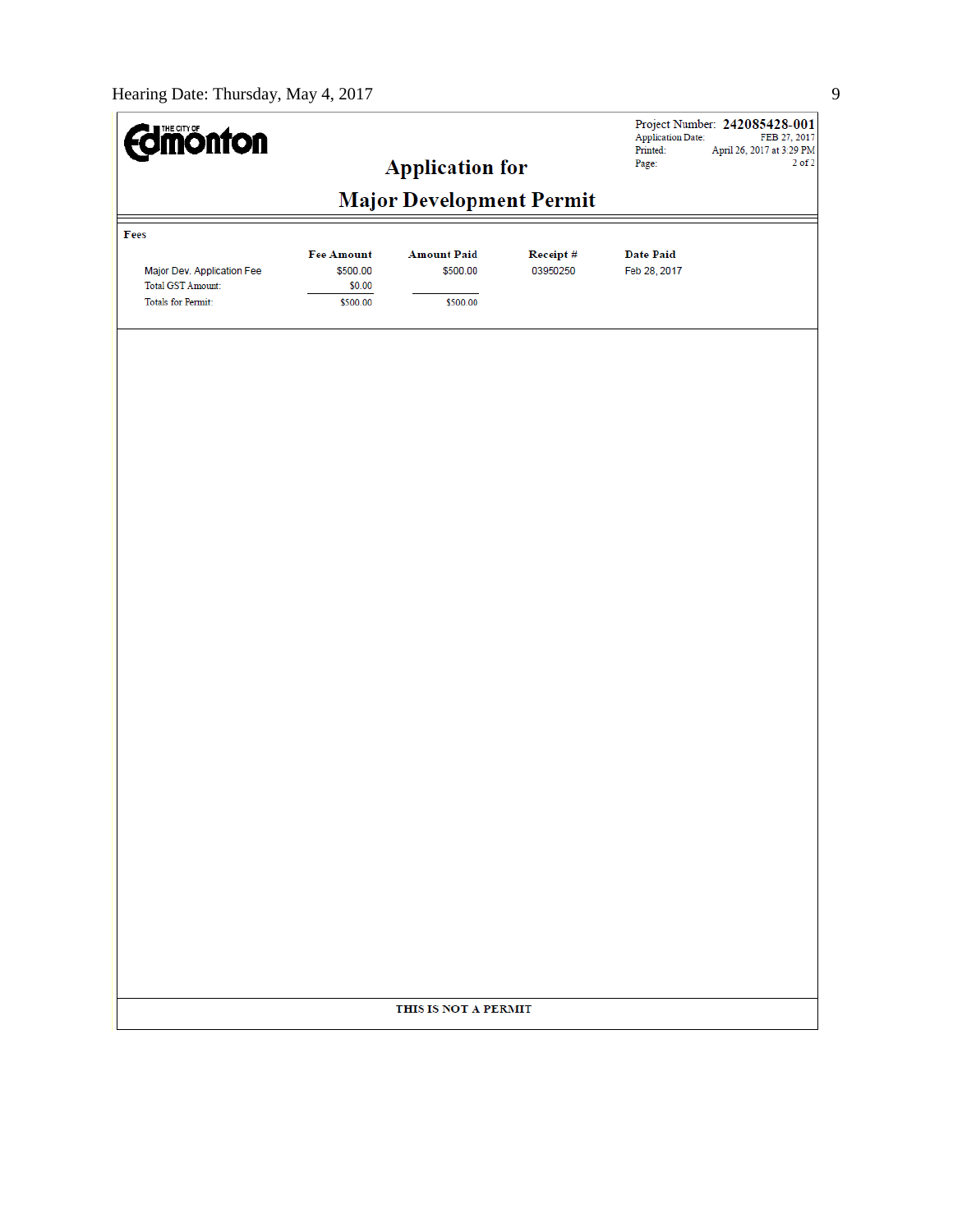THE CITY OF Edmonton

# Application for

# Major Development Permit

Project Number: **242085428-001**
Application Date: FEB 27, 2017
Printed: April 26, 2017 at 3:29 PM

**Fees**

| | Fee Amount | Amount Paid | Receipt # | Date Paid |
|---|---|---|---|---|
| Major Dev. Application Fee | $500.00 | $500.00 | 03950250 | Feb 28, 2017 |
| Total GST Amount: | $0.00 | | | |
| Totals for Permit: | $500.00 | $500.00 | | |

**THIS IS NOT A PERMIT**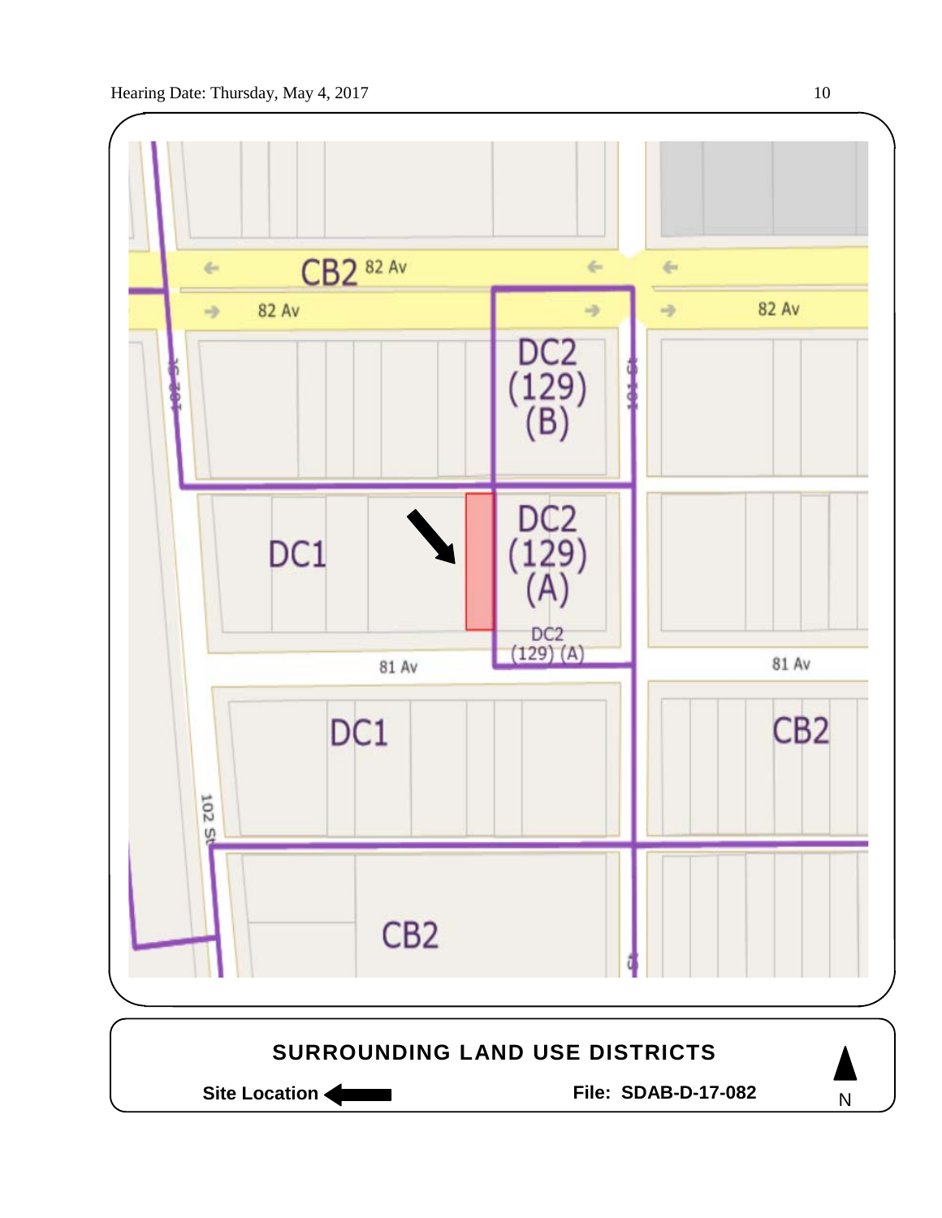CB2 82 Av

82 Av

82 Av

DC2 (129) (B)

DC1

DC2 (129) (A)

DC2 (129) (A)

81 Av

81 Av

DC1

CB2

102 St

101 St

CB2

**SURROUNDING LAND USE DISTRICTS**

**Site Location** ⬅

**File: SDAB-D-17-082**

N